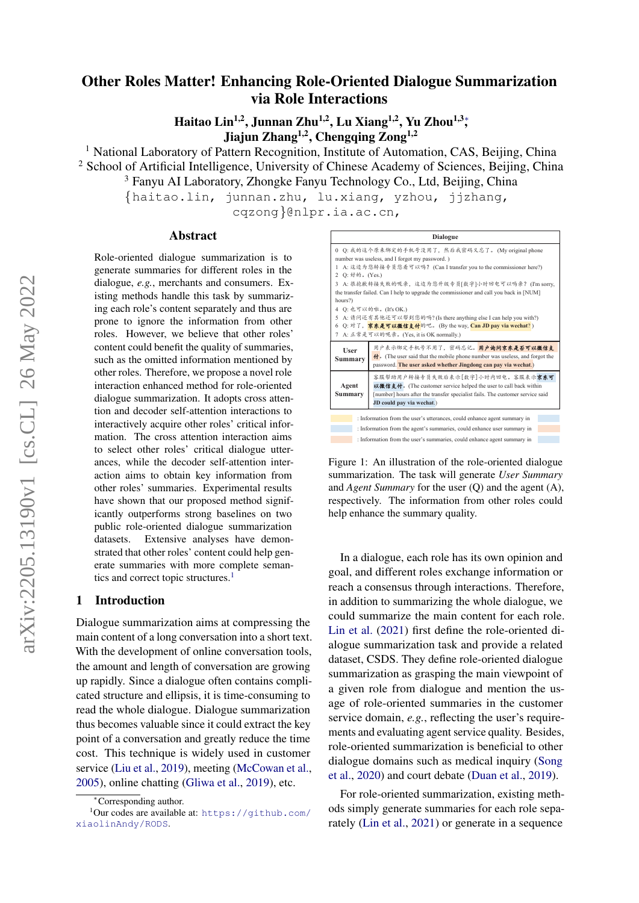# Other Roles Matter! Enhancing Role-Oriented Dialogue Summarization via Role Interactions

**Haitao Lin[1,2], Junnan Zhu[1,2], Lu Xiang[1,2], Yu Zhou[1,3]*, Jiajun Zhang[1,2], Chengqing Zong[1,2]**

[1] National Laboratory of Pattern Recognition, Institute of Automation, CAS, Beijing, China
[2] School of Artificial Intelligence, University of Chinese Academy of Sciences, Beijing, China
[3] Fanyu AI Laboratory, Zhongke Fanyu Technology Co., Ltd, Beijing, China
{haitao.lin, junnan.zhu, lu.xiang, yzhou, jjzhang, cqzong}@nlpr.ia.ac.cn,

## Abstract

Role-oriented dialogue summarization is to generate summaries for different roles in the dialogue, *e.g.*, merchants and consumers. Existing methods handle this task by summarizing each role's content separately and thus are prone to ignore the information from other roles. However, we believe that other roles' content could benefit the quality of summaries, such as the omitted information mentioned by other roles. Therefore, we propose a novel role interaction enhanced method for role-oriented dialogue summarization. It adopts cross attention and decoder self-attention interactions to interactively acquire other roles' critical information. The cross attention interaction aims to select other roles' critical dialogue utterances, while the decoder self-attention interaction aims to obtain key information from other roles' summaries. Experimental results have shown that our proposed method significantly outperforms strong baselines on two public role-oriented dialogue summarization datasets. Extensive analyses have demonstrated that other roles' content could help generate summaries with more complete semantics and correct topic structures.[1]

| Dialogue |
|---|
| 0 Q: 我的这个原来绑定的手机号没用了，然后我密码又忘了。(My original phone number was useless, and I forgot my password.) <br> 1 A: 这边为您转接专员您看可以吗？(Can I transfer you to the commissioner here?) <br> 2 Q: 好的。(Yes.) <br> 3 A: 很抱歉转接失败的呢亲，这边为您升级专员[数字]小时回电可以吗亲？(I'm sorry, the transfer failed. Can I help to upgrade the commissioner and call you back in [NUM] hours?) <br> 4 Q: 也可以的啦。(It's OK.) <br> 5 A: 请问还有其他还可以帮到您的吗？(Is there anything else I can help you with?) <br> 6 Q: 对了，**京东是可以微信支付**的吧。(By the way, **Can JD pay via wechat**?) <br> 7 A: 正常是可以的呢亲。(Yes, it is OK normally.) |

| | |
|---|---|
| **User Summary** | 用户表示绑定手机号不用了，密码忘记。**用户询问京东是否可以微信支付。**(The user said that the mobile phone number was useless, and forgot the password. **The user asked whether Jingdong can pay via wechat.**) |
| **Agent Summary** | 客服帮助用户转接专员失败后表示[数字]小时内回电。客服表示**京东可以微信支付。**(The customer service helped the user to call back within [number] hours after the transfer specialist fails. The customer service said **JD could pay via wechat.**) |

: Information from the user's utterances, could enhance agent summary in
: Information from the agent's summaries, could enhance user summary in
: Information from the user's summaries, could enhance agent summary in

Figure 1: An illustration of the role-oriented dialogue summarization. The task will generate *User Summary* and *Agent Summary* for the user (Q) and the agent (A), respectively. The information from other roles could help enhance the summary quality.

## 1 Introduction

Dialogue summarization aims at compressing the main content of a long conversation into a short text. With the development of online conversation tools, the amount and length of conversation are growing up rapidly. Since a dialogue often contains complicated structure and ellipsis, it is time-consuming to read the whole dialogue. Dialogue summarization thus becomes valuable since it could extract the key point of a conversation and greatly reduce the time cost. This technique is widely used in customer service (Liu et al., 2019), meeting (McCowan et al., 2005), online chatting (Gliwa et al., 2019), etc.

In a dialogue, each role has its own opinion and goal, and different roles exchange information or reach a consensus through interactions. Therefore, in addition to summarizing the whole dialogue, we could summarize the main content for each role. Lin et al. (2021) first define the role-oriented dialogue summarization task and provide a related dataset, CSDS. They define role-oriented dialogue summarization as grasping the main viewpoint of a given role from dialogue and mention the usage of role-oriented summaries in the customer service domain, *e.g.*, reflecting the user's requirements and evaluating agent service quality. Besides, role-oriented summarization is beneficial to other dialogue domains such as medical inquiry (Song et al., 2020) and court debate (Duan et al., 2019).

For role-oriented summarization, existing methods simply generate summaries for each role separately (Lin et al., 2021) or generate in a sequence

*Corresponding author.
[1]Our codes are available at: https://github.com/xiaolinAndy/RODS.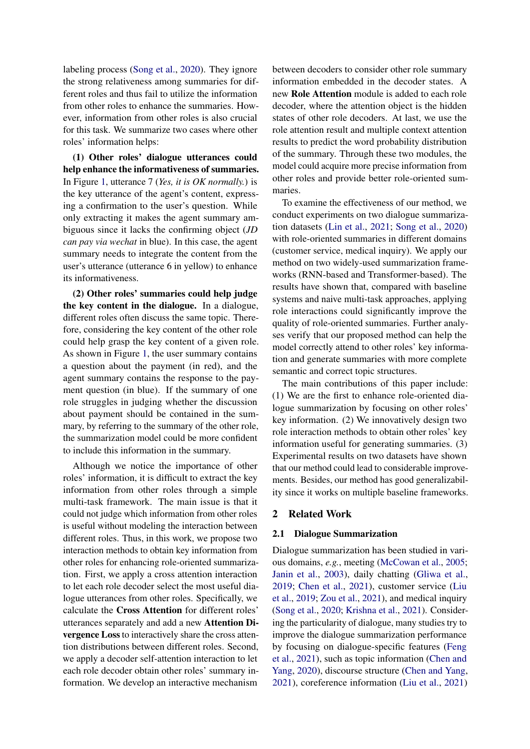labeling process (Song et al., 2020). They ignore the strong relativeness among summaries for different roles and thus fail to utilize the information from other roles to enhance the summaries. However, information from other roles is also crucial for this task. We summarize two cases where other roles' information helps:

**(1) Other roles' dialogue utterances could help enhance the informativeness of summaries.** In Figure 1, utterance 7 (*Yes, it is OK normally.*) is the key utterance of the agent's content, expressing a confirmation to the user's question. While only extracting it makes the agent summary ambiguous since it lacks the confirming object (*JD can pay via wechat* in blue). In this case, the agent summary needs to integrate the content from the user's utterance (utterance 6 in yellow) to enhance its informativeness.

**(2) Other roles' summaries could help judge the key content in the dialogue.** In a dialogue, different roles often discuss the same topic. Therefore, considering the key content of the other role could help grasp the key content of a given role. As shown in Figure 1, the user summary contains a question about the payment (in red), and the agent summary contains the response to the payment question (in blue). If the summary of one role struggles in judging whether the discussion about payment should be contained in the summary, by referring to the summary of the other role, the summarization model could be more confident to include this information in the summary.

Although we notice the importance of other roles' information, it is difficult to extract the key information from other roles through a simple multi-task framework. The main issue is that it could not judge which information from other roles is useful without modeling the interaction between different roles. Thus, in this work, we propose two interaction methods to obtain key information from other roles for enhancing role-oriented summarization. First, we apply a cross attention interaction to let each role decoder select the most useful dialogue utterances from other roles. Specifically, we calculate the **Cross Attention** for different roles' utterances separately and add a new **Attention Divergence Loss** to interactively share the cross attention distributions between different roles. Second, we apply a decoder self-attention interaction to let each role decoder obtain other roles' summary information. We develop an interactive mechanism between decoders to consider other role summary information embedded in the decoder states. A new **Role Attention** module is added to each role decoder, where the attention object is the hidden states of other role decoders. At last, we use the role attention result and multiple context attention results to predict the word probability distribution of the summary. Through these two modules, the model could acquire more precise information from other roles and provide better role-oriented summaries.

To examine the effectiveness of our method, we conduct experiments on two dialogue summarization datasets (Lin et al., 2021; Song et al., 2020) with role-oriented summaries in different domains (customer service, medical inquiry). We apply our method on two widely-used summarization frameworks (RNN-based and Transformer-based). The results have shown that, compared with baseline systems and naive multi-task approaches, applying role interactions could significantly improve the quality of role-oriented summaries. Further analyses verify that our proposed method can help the model correctly attend to other roles' key information and generate summaries with more complete semantic and correct topic structures.

The main contributions of this paper include: (1) We are the first to enhance role-oriented dialogue summarization by focusing on other roles' key information. (2) We innovatively design two role interaction methods to obtain other roles' key information useful for generating summaries. (3) Experimental results on two datasets have shown that our method could lead to considerable improvements. Besides, our method has good generalizability since it works on multiple baseline frameworks.

## 2 Related Work

### 2.1 Dialogue Summarization

Dialogue summarization has been studied in various domains, *e.g.*, meeting (McCowan et al., 2005; Janin et al., 2003), daily chatting (Gliwa et al., 2019; Chen et al., 2021), customer service (Liu et al., 2019; Zou et al., 2021), and medical inquiry (Song et al., 2020; Krishna et al., 2021). Considering the particularity of dialogue, many studies try to improve the dialogue summarization performance by focusing on dialogue-specific features (Feng et al., 2021), such as topic information (Chen and Yang, 2020), discourse structure (Chen and Yang, 2021), coreference information (Liu et al., 2021)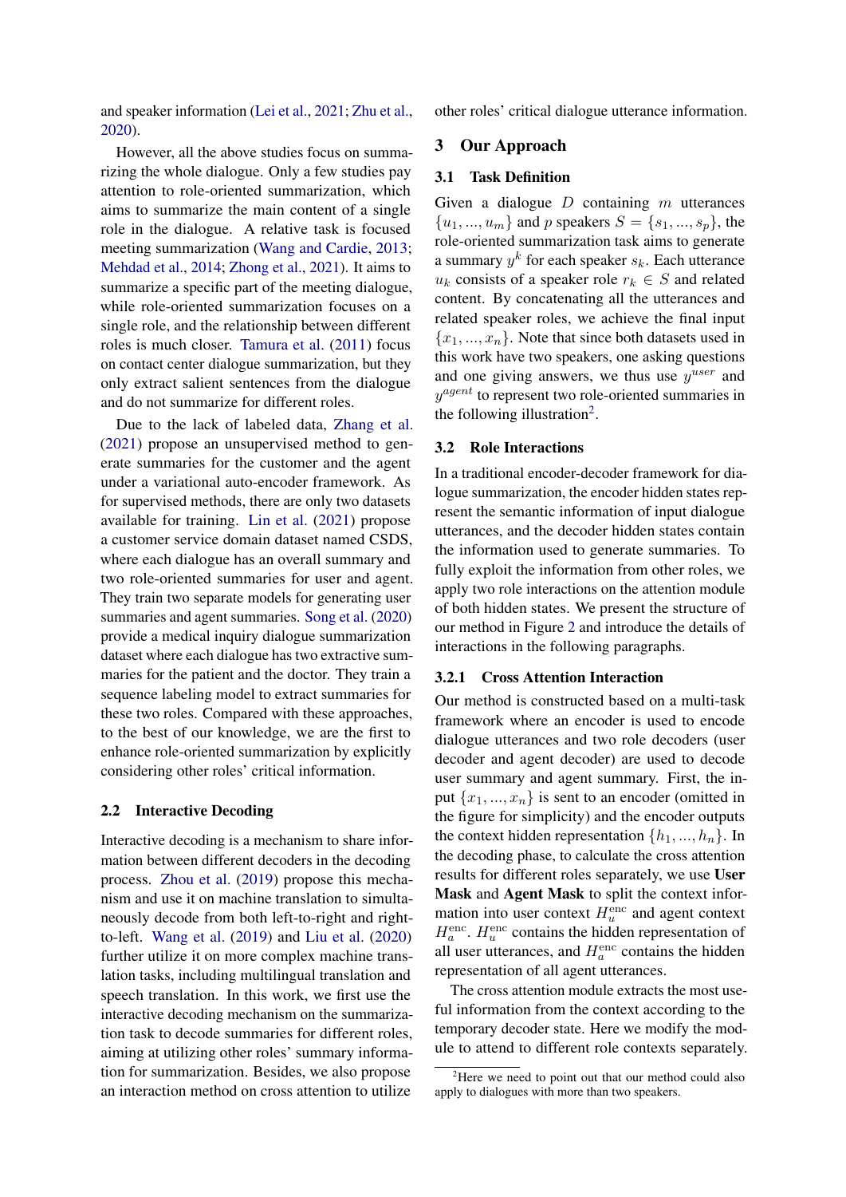and speaker information (Lei et al., 2021; Zhu et al., 2020).

However, all the above studies focus on summarizing the whole dialogue. Only a few studies pay attention to role-oriented summarization, which aims to summarize the main content of a single role in the dialogue. A relative task is focused meeting summarization (Wang and Cardie, 2013; Mehdad et al., 2014; Zhong et al., 2021). It aims to summarize a specific part of the meeting dialogue, while role-oriented summarization focuses on a single role, and the relationship between different roles is much closer. Tamura et al. (2011) focus on contact center dialogue summarization, but they only extract salient sentences from the dialogue and do not summarize for different roles.

Due to the lack of labeled data, Zhang et al. (2021) propose an unsupervised method to generate summaries for the customer and the agent under a variational auto-encoder framework. As for supervised methods, there are only two datasets available for training. Lin et al. (2021) propose a customer service domain dataset named CSDS, where each dialogue has an overall summary and two role-oriented summaries for user and agent. They train two separate models for generating user summaries and agent summaries. Song et al. (2020) provide a medical inquiry dialogue summarization dataset where each dialogue has two extractive summaries for the patient and the doctor. They train a sequence labeling model to extract summaries for these two roles. Compared with these approaches, to the best of our knowledge, we are the first to enhance role-oriented summarization by explicitly considering other roles' critical information.

## 2.2 Interactive Decoding

Interactive decoding is a mechanism to share information between different decoders in the decoding process. Zhou et al. (2019) propose this mechanism and use it on machine translation to simultaneously decode from both left-to-right and right-to-left. Wang et al. (2019) and Liu et al. (2020) further utilize it on more complex machine translation tasks, including multilingual translation and speech translation. In this work, we first use the interactive decoding mechanism on the summarization task to decode summaries for different roles, aiming at utilizing other roles' summary information for summarization. Besides, we also propose an interaction method on cross attention to utilize other roles' critical dialogue utterance information.

# 3 Our Approach

## 3.1 Task Definition

Given a dialogue $D$ containing $m$ utterances $\{u_1, ..., u_m\}$ and $p$ speakers $S = \{s_1, ..., s_p\}$, the role-oriented summarization task aims to generate a summary $y^k$ for each speaker $s_k$. Each utterance $u_k$ consists of a speaker role $r_k \in S$ and related content. By concatenating all the utterances and related speaker roles, we achieve the final input $\{x_1, ..., x_n\}$. Note that since both datasets used in this work have two speakers, one asking questions and one giving answers, we thus use $y^{user}$ and $y^{agent}$ to represent two role-oriented summaries in the following illustration[2].

## 3.2 Role Interactions

In a traditional encoder-decoder framework for dialogue summarization, the encoder hidden states represent the semantic information of input dialogue utterances, and the decoder hidden states contain the information used to generate summaries. To fully exploit the information from other roles, we apply two role interactions on the attention module of both hidden states. We present the structure of our method in Figure 2 and introduce the details of interactions in the following paragraphs.

### 3.2.1 Cross Attention Interaction

Our method is constructed based on a multi-task framework where an encoder is used to encode dialogue utterances and two role decoders (user decoder and agent decoder) are used to decode user summary and agent summary. First, the input $\{x_1, ..., x_n\}$ is sent to an encoder (omitted in the figure for simplicity) and the encoder outputs the context hidden representation $\{h_1, ..., h_n\}$. In the decoding phase, to calculate the cross attention results for different roles separately, we use **User Mask** and **Agent Mask** to split the context information into user context $H_u^{\text{enc}}$ and agent context $H_a^{\text{enc}}$. $H_u^{\text{enc}}$ contains the hidden representation of all user utterances, and $H_a^{\text{enc}}$ contains the hidden representation of all agent utterances.

The cross attention module extracts the most useful information from the context according to the temporary decoder state. Here we modify the module to attend to different role contexts separately.

[2]Here we need to point out that our method could also apply to dialogues with more than two speakers.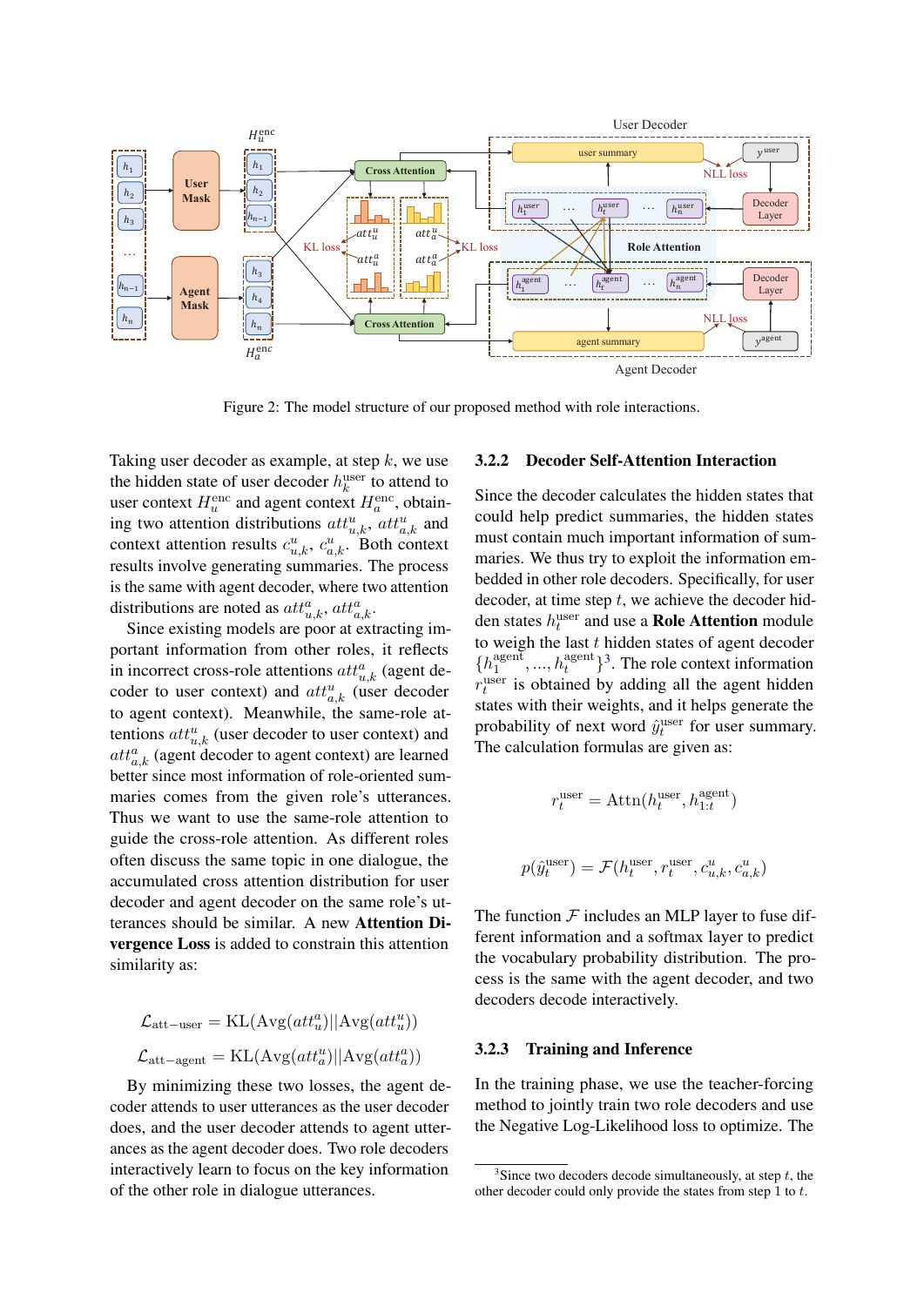Figure 2: The model structure of our proposed method with role interactions.

Taking user decoder as example, at step $k$, we use the hidden state of user decoder $h_k^{\text{user}}$ to attend to user context $H_u^{\text{enc}}$ and agent context $H_a^{\text{enc}}$, obtaining two attention distributions $att_{u,k}^u$, $att_{a,k}^u$ and context attention results $c_{u,k}^u$, $c_{a,k}^u$. Both context results involve generating summaries. The process is the same with agent decoder, where two attention distributions are noted as $att_{u,k}^a$, $att_{a,k}^a$.

Since existing models are poor at extracting important information from other roles, it reflects in incorrect cross-role attentions $att_{u,k}^a$ (agent decoder to user context) and $att_{a,k}^u$ (user decoder to agent context). Meanwhile, the same-role attentions $att_{u,k}^u$ (user decoder to user context) and $att_{a,k}^a$ (agent decoder to agent context) are learned better since most information of role-oriented summaries comes from the given role's utterances. Thus we want to use the same-role attention to guide the cross-role attention. As different roles often discuss the same topic in one dialogue, the accumulated cross attention distribution for user decoder and agent decoder on the same role's utterances should be similar. A new **Attention Divergence Loss** is added to constrain this attention similarity as:

$$\mathcal{L}_{\text{att-user}} = \text{KL}(\text{Avg}(att_u^a)||\text{Avg}(att_u^u))$$

$$\mathcal{L}_{\text{att-agent}} = \text{KL}(\text{Avg}(att_a^u)||\text{Avg}(att_a^a))$$

By minimizing these two losses, the agent decoder attends to user utterances as the user decoder does, and the user decoder attends to agent utterances as the agent decoder does. Two role decoders interactively learn to focus on the key information of the other role in dialogue utterances.

### 3.2.2 Decoder Self-Attention Interaction

Since the decoder calculates the hidden states that could help predict summaries, the hidden states must contain much important information of summaries. We thus try to exploit the information embedded in other role decoders. Specifically, for user decoder, at time step $t$, we achieve the decoder hidden states $h_t^{\text{user}}$ and use a **Role Attention** module to weigh the last $t$ hidden states of agent decoder $\{h_1^{\text{agent}}, ..., h_t^{\text{agent}}\}$[3]. The role context information $r_t^{\text{user}}$ is obtained by adding all the agent hidden states with their weights, and it helps generate the probability of next word $\hat{y}_t^{\text{user}}$ for user summary. The calculation formulas are given as:

$$r_t^{\text{user}} = \text{Attn}(h_t^{\text{user}}, h_{1:t}^{\text{agent}})$$

$$p(\hat{y}_t^{\text{user}}) = \mathcal{F}(h_t^{\text{user}}, r_t^{\text{user}}, c_{u,k}^u, c_{a,k}^u)$$

The function $\mathcal{F}$ includes an MLP layer to fuse different information and a softmax layer to predict the vocabulary probability distribution. The process is the same with the agent decoder, and two decoders decode interactively.

### 3.2.3 Training and Inference

In the training phase, we use the teacher-forcing method to jointly train two role decoders and use the Negative Log-Likelihood loss to optimize. The

[3]Since two decoders decode simultaneously, at step $t$, the other decoder could only provide the states from step 1 to $t$.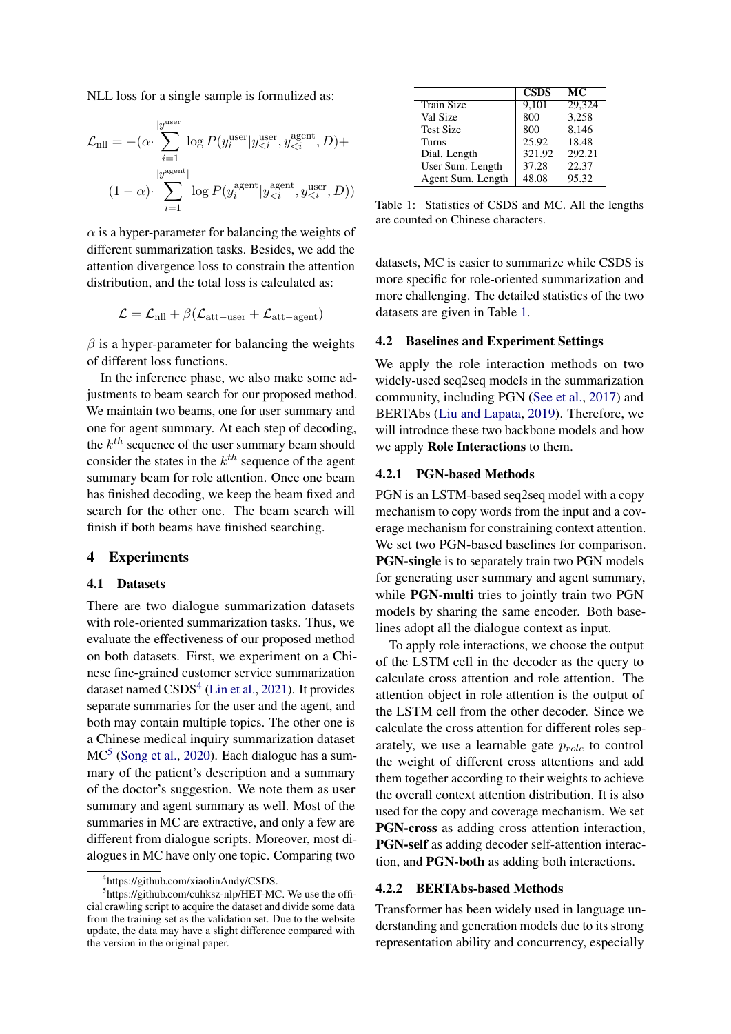NLL loss for a single sample is formulized as:

$$\mathcal{L}_{\text{nll}} = -(\alpha \cdot \sum_{i=1}^{|y^{\text{user}}|} \log P(y_i^{\text{user}} | y_{<i}^{\text{user}}, y_{<i}^{\text{agent}}, D) + (1-\alpha) \cdot \sum_{i=1}^{|y^{\text{agent}}|} \log P(y_i^{\text{agent}} | y_{<i}^{\text{agent}}, y_{<i}^{\text{user}}, D))$$

$\alpha$ is a hyper-parameter for balancing the weights of different summarization tasks. Besides, we add the attention divergence loss to constrain the attention distribution, and the total loss is calculated as:

$$\mathcal{L} = \mathcal{L}_{\text{nll}} + \beta(\mathcal{L}_{\text{att-user}} + \mathcal{L}_{\text{att-agent}})$$

$\beta$ is a hyper-parameter for balancing the weights of different loss functions.

In the inference phase, we also make some adjustments to beam search for our proposed method. We maintain two beams, one for user summary and one for agent summary. At each step of decoding, the $k^{th}$ sequence of the user summary beam should consider the states in the $k^{th}$ sequence of the agent summary beam for role attention. Once one beam has finished decoding, we keep the beam fixed and search for the other one. The beam search will finish if both beams have finished searching.

# 4 Experiments

## 4.1 Datasets

There are two dialogue summarization datasets with role-oriented summarization tasks. Thus, we evaluate the effectiveness of our proposed method on both datasets. First, we experiment on a Chinese fine-grained customer service summarization dataset named CSDS[4] (Lin et al., 2021). It provides separate summaries for the user and the agent, and both may contain multiple topics. The other one is a Chinese medical inquiry summarization dataset MC[5] (Song et al., 2020). Each dialogue has a summary of the patient's description and a summary of the doctor's suggestion. We note them as user summary and agent summary as well. Most of the summaries in MC are extractive, and only a few are different from dialogue scripts. Moreover, most dialogues in MC have only one topic. Comparing two datasets, MC is easier to summarize while CSDS is more specific for role-oriented summarization and more challenging. The detailed statistics of the two datasets are given in Table 1.

| | CSDS | MC |
|---|---|---|
| Train Size | 9,101 | 29,324 |
| Val Size | 800 | 3,258 |
| Test Size | 800 | 8,146 |
| Turns | 25.92 | 18.48 |
| Dial. Length | 321.92 | 292.21 |
| User Sum. Length | 37.28 | 22.37 |
| Agent Sum. Length | 48.08 | 95.32 |

Table 1: Statistics of CSDS and MC. All the lengths are counted on Chinese characters.

## 4.2 Baselines and Experiment Settings

We apply the role interaction methods on two widely-used seq2seq models in the summarization community, including PGN (See et al., 2017) and BERTAbs (Liu and Lapata, 2019). Therefore, we will introduce these two backbone models and how we apply **Role Interactions** to them.

### 4.2.1 PGN-based Methods

PGN is an LSTM-based seq2seq model with a copy mechanism to copy words from the input and a coverage mechanism for constraining context attention. We set two PGN-based baselines for comparison. **PGN-single** is to separately train two PGN models for generating user summary and agent summary, while **PGN-multi** tries to jointly train two PGN models by sharing the same encoder. Both baselines adopt all the dialogue context as input.

To apply role interactions, we choose the output of the LSTM cell in the decoder as the query to calculate cross attention and role attention. The attention object in role attention is the output of the LSTM cell from the other decoder. Since we calculate the cross attention for different roles separately, we use a learnable gate $p_{role}$ to control the weight of different cross attentions and add them together according to their weights to achieve the overall context attention distribution. It is also used for the copy and coverage mechanism. We set **PGN-cross** as adding cross attention interaction, **PGN-self** as adding decoder self-attention interaction, and **PGN-both** as adding both interactions.

### 4.2.2 BERTAbs-based Methods

Transformer has been widely used in language understanding and generation models due to its strong representation ability and concurrency, especially

[4] https://github.com/xiaolinAndy/CSDS.

[5] https://github.com/cuhksz-nlp/HET-MC. We use the official crawling script to acquire the dataset and divide some data from the training set as the validation set. Due to the website update, the data may have a slight difference compared with the version in the original paper.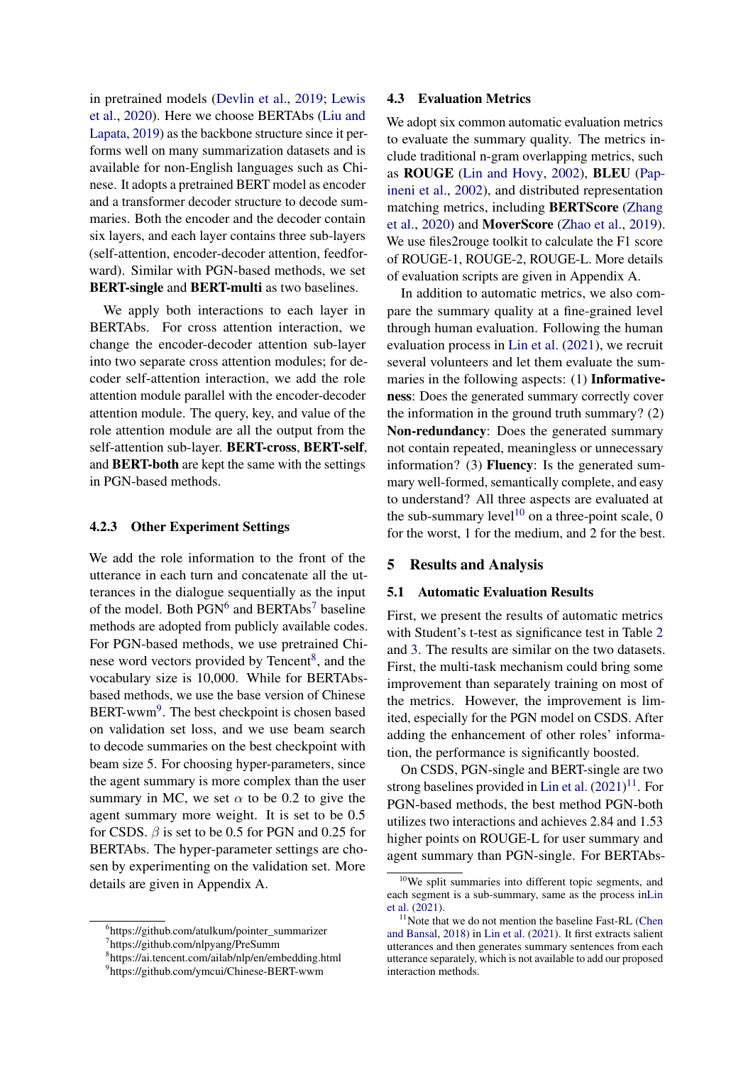in pretrained models (Devlin et al., 2019; Lewis et al., 2020). Here we choose BERTAbs (Liu and Lapata, 2019) as the backbone structure since it performs well on many summarization datasets and is available for non-English languages such as Chinese. It adopts a pretrained BERT model as encoder and a transformer decoder structure to decode summaries. Both the encoder and the decoder contain six layers, and each layer contains three sub-layers (self-attention, encoder-decoder attention, feedforward). Similar with PGN-based methods, we set **BERT-single** and **BERT-multi** as two baselines.

We apply both interactions to each layer in BERTAbs. For cross attention interaction, we change the encoder-decoder attention sub-layer into two separate cross attention modules; for decoder self-attention interaction, we add the role attention module parallel with the encoder-decoder attention module. The query, key, and value of the role attention module are all the output from the self-attention sub-layer. **BERT-cross**, **BERT-self**, and **BERT-both** are kept the same with the settings in PGN-based methods.

#### 4.2.3 Other Experiment Settings

We add the role information to the front of the utterance in each turn and concatenate all the utterances in the dialogue sequentially as the input of the model. Both PGN[6] and BERTAbs[7] baseline methods are adopted from publicly available codes. For PGN-based methods, we use pretrained Chinese word vectors provided by Tencent[8], and the vocabulary size is 10,000. While for BERTAbs-based methods, we use the base version of Chinese BERT-wwm[9]. The best checkpoint is chosen based on validation set loss, and we use beam search to decode summaries on the best checkpoint with beam size 5. For choosing hyper-parameters, since the agent summary is more complex than the user summary in MC, we set $\alpha$ to be 0.2 to give the agent summary more weight. It is set to be 0.5 for CSDS. $\beta$ is set to be 0.5 for PGN and 0.25 for BERTAbs. The hyper-parameter settings are chosen by experimenting on the validation set. More details are given in Appendix A.

[6] https://github.com/atulkum/pointer_summarizer

[7] https://github.com/nlpyang/PreSumm

[8] https://ai.tencent.com/ailab/nlp/en/embedding.html

[9] https://github.com/ymcui/Chinese-BERT-wwm

### 4.3 Evaluation Metrics

We adopt six common automatic evaluation metrics to evaluate the summary quality. The metrics include traditional n-gram overlapping metrics, such as **ROUGE** (Lin and Hovy, 2002), **BLEU** (Papineni et al., 2002), and distributed representation matching metrics, including **BERTScore** (Zhang et al., 2020) and **MoverScore** (Zhao et al., 2019). We use files2rouge toolkit to calculate the F1 score of ROUGE-1, ROUGE-2, ROUGE-L. More details of evaluation scripts are given in Appendix A.

In addition to automatic metrics, we also compare the summary quality at a fine-grained level through human evaluation. Following the human evaluation process in Lin et al. (2021), we recruit several volunteers and let them evaluate the summaries in the following aspects: (1) **Informativeness**: Does the generated summary correctly cover the information in the ground truth summary? (2) **Non-redundancy**: Does the generated summary not contain repeated, meaningless or unnecessary information? (3) **Fluency**: Is the generated summary well-formed, semantically complete, and easy to understand? All three aspects are evaluated at the sub-summary level[10] on a three-point scale, 0 for the worst, 1 for the medium, and 2 for the best.

## 5 Results and Analysis

### 5.1 Automatic Evaluation Results

First, we present the results of automatic metrics with Student's t-test as significance test in Table 2 and 3. The results are similar on the two datasets. First, the multi-task mechanism could bring some improvement than separately training on most of the metrics. However, the improvement is limited, especially for the PGN model on CSDS. After adding the enhancement of other roles' information, the performance is significantly boosted.

On CSDS, PGN-single and BERT-single are two strong baselines provided in Lin et al. (2021)[11]. For PGN-based methods, the best method PGN-both utilizes two interactions and achieves 2.84 and 1.53 higher points on ROUGE-L for user summary and agent summary than PGN-single. For BERTAbs-

[10] We split summaries into different topic segments, and each segment is a sub-summary, same as the process inLin et al. (2021).

[11] Note that we do not mention the baseline Fast-RL (Chen and Bansal, 2018) in Lin et al. (2021). It first extracts salient utterances and then generates summary sentences from each utterance separately, which is not available to add our proposed interaction methods.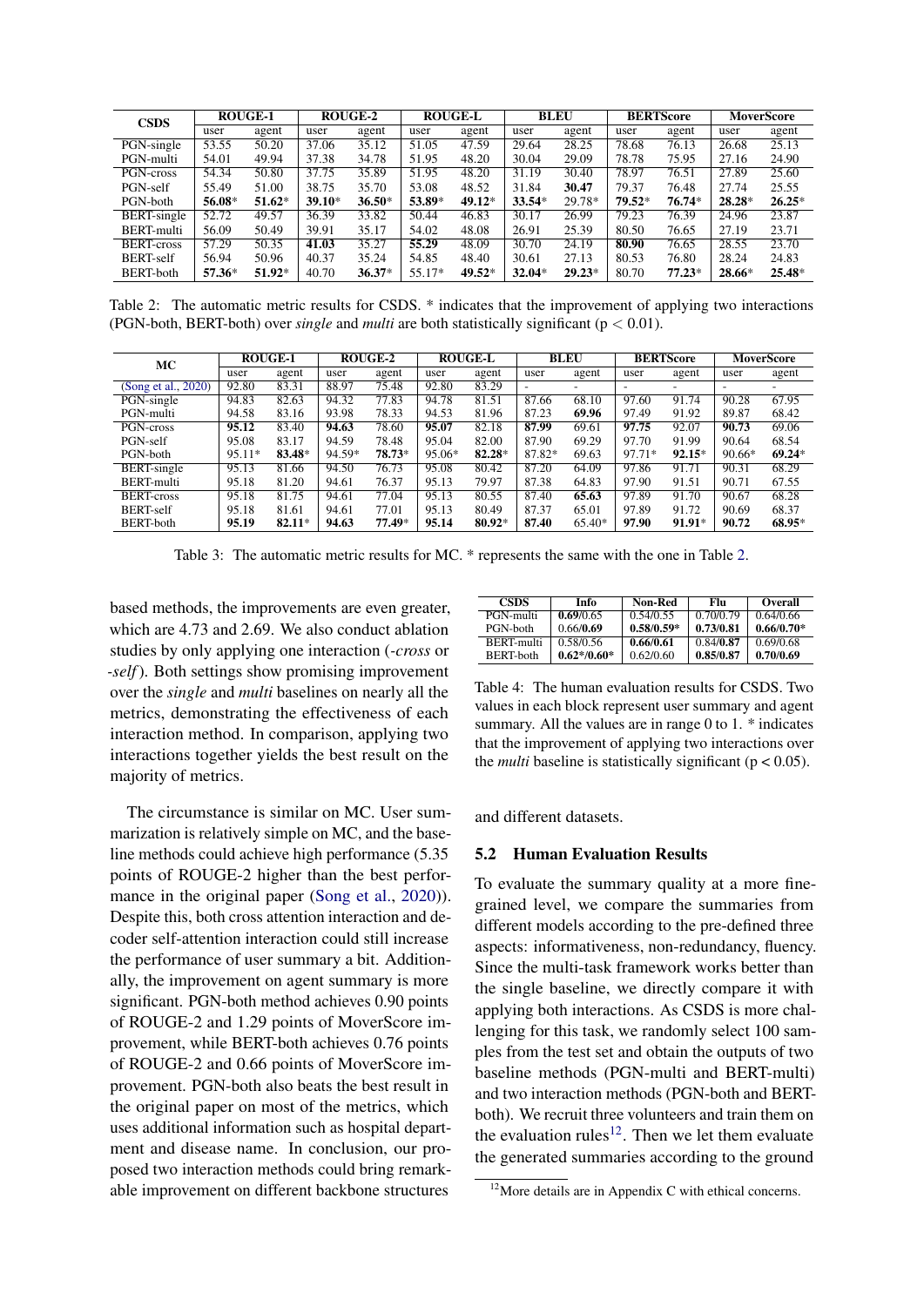| CSDS | ROUGE-1 | | ROUGE-2 | | ROUGE-L | | BLEU | | BERTScore | | MoverScore | |
|---|---|---|---|---|---|---|---|---|---|---|---|---|
| | user | agent | user | agent | user | agent | user | agent | user | agent | user | agent |
| PGN-single | 53.55 | 50.20 | 37.06 | 35.12 | 51.05 | 47.59 | 29.64 | 28.25 | 78.68 | 76.13 | 26.68 | 25.13 |
| PGN-multi | 54.01 | 49.94 | 37.38 | 34.78 | 51.95 | 48.20 | 30.04 | 29.09 | 78.78 | 75.95 | 27.16 | 24.90 |
| PGN-cross | 54.34 | 50.80 | 37.75 | 35.89 | 51.95 | 48.20 | 31.19 | 30.40 | 78.97 | 76.51 | 27.89 | 25.60 |
| PGN-self | 55.49 | 51.00 | 38.75 | 35.70 | 53.08 | 48.52 | 31.84 | **30.47** | 79.37 | 76.48 | 27.74 | 25.55 |
| PGN-both | **56.08*** | **51.62*** | **39.10*** | **36.50*** | **53.89*** | **49.12*** | **33.54*** | 29.78* | **79.52*** | **76.74*** | **28.28*** | **26.25*** |
| BERT-single | 52.72 | 49.57 | 36.39 | 33.82 | 50.44 | 46.83 | 30.17 | 26.99 | 79.23 | 76.39 | 24.96 | 23.87 |
| BERT-multi | 56.09 | 50.49 | 39.91 | 35.17 | 54.02 | 48.08 | 26.91 | 25.39 | 80.50 | 76.65 | 27.19 | 23.71 |
| BERT-cross | 57.29 | 50.35 | **41.03** | 35.27 | **55.29** | 48.09 | 30.70 | 24.19 | **80.90** | 76.65 | 28.55 | 23.70 |
| BERT-self | 56.94 | 50.96 | 40.37 | 35.24 | 54.85 | 48.40 | 30.61 | 27.13 | 80.53 | 76.80 | 28.24 | 24.83 |
| BERT-both | **57.36*** | **51.92*** | 40.70 | **36.37*** | 55.17* | **49.52*** | **32.04*** | **29.23*** | 80.70 | **77.23*** | **28.66*** | **25.48*** |

Table 2: The automatic metric results for CSDS. * indicates that the improvement of applying two interactions (PGN-both, BERT-both) over *single* and *multi* are both statistically significant ($p < 0.01$).

| MC | ROUGE-1 | | ROUGE-2 | | ROUGE-L | | BLEU | | BERTScore | | MoverScore | |
|---|---|---|---|---|---|---|---|---|---|---|---|---|
| | user | agent | user | agent | user | agent | user | agent | user | agent | user | agent |
| (Song et al., 2020) | 92.80 | 83.31 | 88.97 | 75.48 | 92.80 | 83.29 | - | - | - | - | - | - |
| PGN-single | 94.83 | 82.63 | 94.32 | 77.83 | 94.78 | 81.51 | 87.66 | 68.10 | 97.60 | 91.74 | 90.28 | 67.95 |
| PGN-multi | 94.58 | 83.16 | 93.98 | 78.33 | 94.53 | 81.96 | 87.23 | **69.96** | 97.49 | 91.92 | 89.87 | 68.42 |
| PGN-cross | **95.12** | 83.40 | **94.63** | 78.60 | **95.07** | 82.18 | **87.99** | 69.61 | **97.75** | 92.07 | **90.73** | 69.06 |
| PGN-self | 95.08 | 83.17 | 94.59 | 78.48 | 95.04 | 82.00 | 87.90 | 69.29 | 97.70 | 91.99 | 90.64 | 68.54 |
| PGN-both | 95.11* | **83.48*** | 94.59* | **78.73*** | 95.06* | **82.28*** | 87.82* | 69.63 | 97.71* | **92.15*** | 90.66* | **69.24*** |
| BERT-single | 95.13 | 81.66 | 94.50 | 76.73 | 95.08 | 80.42 | 87.20 | 64.09 | 97.86 | 91.71 | 90.31 | 68.29 |
| BERT-multi | 95.18 | 81.20 | 94.61 | 76.37 | 95.13 | 79.97 | 87.38 | 64.83 | 97.90 | 91.51 | 90.71 | 67.55 |
| BERT-cross | 95.18 | 81.75 | 94.61 | 77.04 | 95.13 | 80.55 | 87.40 | **65.63** | 97.89 | 91.70 | 90.67 | 68.28 |
| BERT-self | 95.18 | 81.61 | 94.61 | 77.01 | 95.13 | 80.49 | 87.37 | 65.01 | 97.89 | 91.72 | 90.69 | 68.37 |
| BERT-both | **95.19** | **82.11*** | **94.63** | **77.49*** | **95.14** | **80.92*** | **87.40** | 65.40* | **97.90** | **91.91*** | **90.72** | **68.95*** |

Table 3: The automatic metric results for MC. * represents the same with the one in Table 2.

based methods, the improvements are even greater, which are 4.73 and 2.69. We also conduct ablation studies by only applying one interaction (*-cross* or *-self*). Both settings show promising improvement over the *single* and *multi* baselines on nearly all the metrics, demonstrating the effectiveness of each interaction method. In comparison, applying two interactions together yields the best result on the majority of metrics.

The circumstance is similar on MC. User summarization is relatively simple on MC, and the baseline methods could achieve high performance (5.35 points of ROUGE-2 higher than the best performance in the original paper (Song et al., 2020)). Despite this, both cross attention interaction and decoder self-attention interaction could still increase the performance of user summary a bit. Additionally, the improvement on agent summary is more significant. PGN-both method achieves 0.90 points of ROUGE-2 and 1.29 points of MoverScore improvement, while BERT-both achieves 0.76 points of ROUGE-2 and 0.66 points of MoverScore improvement. PGN-both also beats the best result in the original paper on most of the metrics, which uses additional information such as hospital department and disease name. In conclusion, our proposed two interaction methods could bring remarkable improvement on different backbone structures and different datasets.

| CSDS | Info | Non-Red | Flu | Overall |
|---|---|---|---|---|
| PGN-multi | **0.69**/0.65 | 0.54/0.55 | 0.70/0.79 | 0.64/0.66 |
| PGN-both | 0.66/**0.69** | **0.58/0.59*** | **0.73/0.81** | **0.66/0.70*** |
| BERT-multi | 0.58/0.56 | **0.66/0.61** | 0.84/**0.87** | 0.69/0.68 |
| BERT-both | **0.62*/0.60*** | 0.62/0.60 | **0.85/0.87** | **0.70/0.69** |

Table 4: The human evaluation results for CSDS. Two values in each block represent user summary and agent summary. All the values are in range 0 to 1. * indicates that the improvement of applying two interactions over the *multi* baseline is statistically significant ($p < 0.05$).

## 5.2 Human Evaluation Results

To evaluate the summary quality at a more fine-grained level, we compare the summaries from different models according to the pre-defined three aspects: informativeness, non-redundancy, fluency. Since the multi-task framework works better than the single baseline, we directly compare it with applying both interactions. As CSDS is more challenging for this task, we randomly select 100 samples from the test set and obtain the outputs of two baseline methods (PGN-multi and BERT-multi) and two interaction methods (PGN-both and BERT-both). We recruit three volunteers and train them on the evaluation rules[12]. Then we let them evaluate the generated summaries according to the ground

[12] More details are in Appendix C with ethical concerns.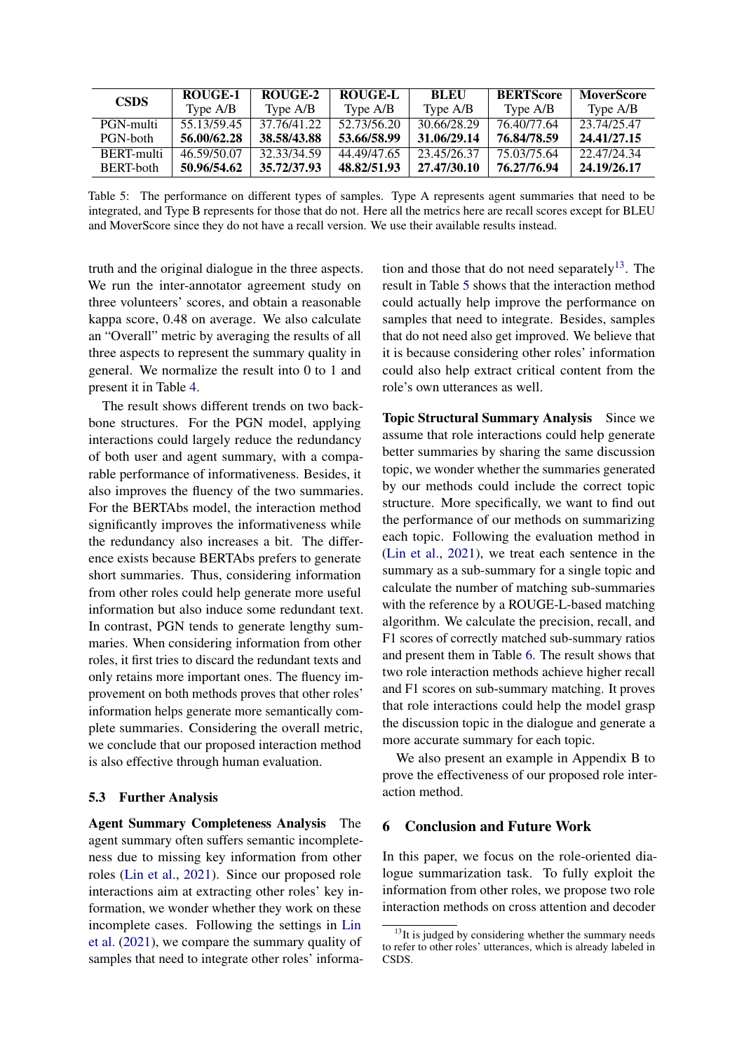| CSDS | ROUGE-1 Type A/B | ROUGE-2 Type A/B | ROUGE-L Type A/B | BLEU Type A/B | BERTScore Type A/B | MoverScore Type A/B |
|---|---|---|---|---|---|---|
| PGN-multi | 55.13/59.45 | 37.76/41.22 | 52.73/56.20 | 30.66/28.29 | 76.40/77.64 | 23.74/25.47 |
| PGN-both | **56.00/62.28** | **38.58/43.88** | **53.66/58.99** | **31.06/29.14** | **76.84/78.59** | **24.41/27.15** |
| BERT-multi | 46.59/50.07 | 32.33/34.59 | 44.49/47.65 | 23.45/26.37 | 75.03/75.64 | 22.47/24.34 |
| BERT-both | **50.96/54.62** | **35.72/37.93** | **48.82/51.93** | **27.47/30.10** | **76.27/76.94** | **24.19/26.17** |

Table 5: The performance on different types of samples. Type A represents agent summaries that need to be integrated, and Type B represents for those that do not. Here all the metrics here are recall scores except for BLEU and MoverScore since they do not have a recall version. We use their available results instead.

truth and the original dialogue in the three aspects. We run the inter-annotator agreement study on three volunteers' scores, and obtain a reasonable kappa score, 0.48 on average. We also calculate an "Overall" metric by averaging the results of all three aspects to represent the summary quality in general. We normalize the result into 0 to 1 and present it in Table 4.

The result shows different trends on two backbone structures. For the PGN model, applying interactions could largely reduce the redundancy of both user and agent summary, with a comparable performance of informativeness. Besides, it also improves the fluency of the two summaries. For the BERTAbs model, the interaction method significantly improves the informativeness while the redundancy also increases a bit. The difference exists because BERTAbs prefers to generate short summaries. Thus, considering information from other roles could help generate more useful information but also induce some redundant text. In contrast, PGN tends to generate lengthy summaries. When considering information from other roles, it first tries to discard the redundant texts and only retains more important ones. The fluency improvement on both methods proves that other roles' information helps generate more semantically complete summaries. Considering the overall metric, we conclude that our proposed interaction method is also effective through human evaluation.

### 5.3 Further Analysis

**Agent Summary Completeness Analysis** The agent summary often suffers semantic incompleteness due to missing key information from other roles (Lin et al., 2021). Since our proposed role interactions aim at extracting other roles' key information, we wonder whether they work on these incomplete cases. Following the settings in Lin et al. (2021), we compare the summary quality of samples that need to integrate other roles' information and those that do not need separately[13]. The result in Table 5 shows that the interaction method could actually help improve the performance on samples that need to integrate. Besides, samples that do not need also get improved. We believe that it is because considering other roles' information could also help extract critical content from the role's own utterances as well.

**Topic Structural Summary Analysis** Since we assume that role interactions could help generate better summaries by sharing the same discussion topic, we wonder whether the summaries generated by our methods could include the correct topic structure. More specifically, we want to find out the performance of our methods on summarizing each topic. Following the evaluation method in (Lin et al., 2021), we treat each sentence in the summary as a sub-summary for a single topic and calculate the number of matching sub-summaries with the reference by a ROUGE-L-based matching algorithm. We calculate the precision, recall, and F1 scores of correctly matched sub-summary ratios and present them in Table 6. The result shows that two role interaction methods achieve higher recall and F1 scores on sub-summary matching. It proves that role interactions could help the model grasp the discussion topic in the dialogue and generate a more accurate summary for each topic.

We also present an example in Appendix B to prove the effectiveness of our proposed role interaction method.

## 6 Conclusion and Future Work

In this paper, we focus on the role-oriented dialogue summarization task. To fully exploit the information from other roles, we propose two role interaction methods on cross attention and decoder

[13] It is judged by considering whether the summary needs to refer to other roles' utterances, which is already labeled in CSDS.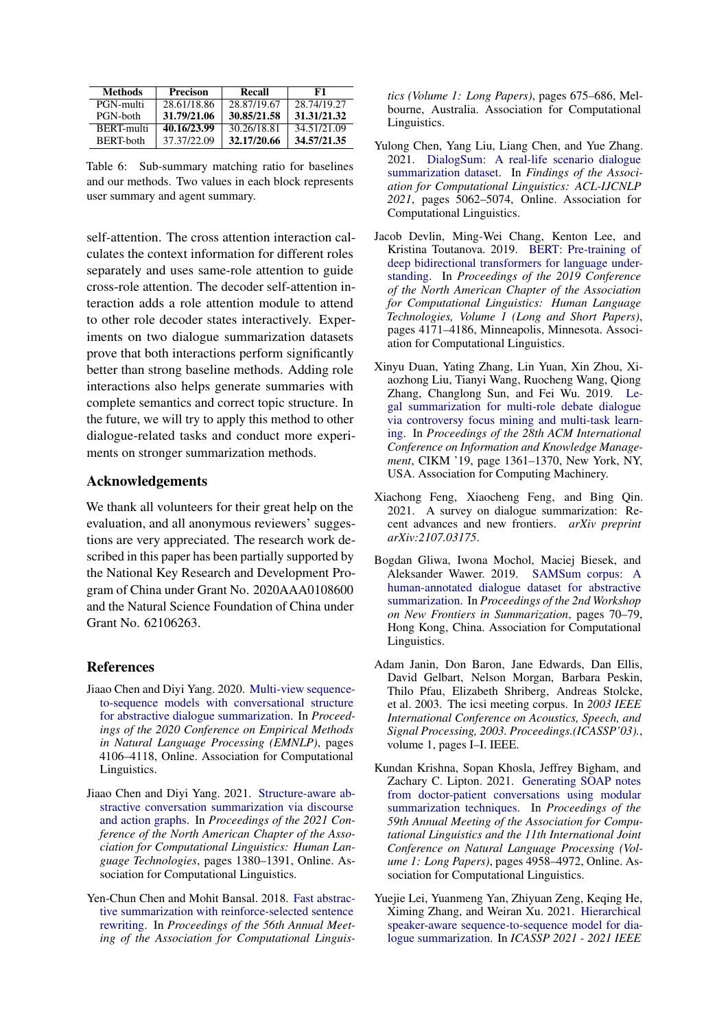| Methods | Precison | Recall | F1 |
|---|---|---|---|
| PGN-multi | 28.61/18.86 | 28.87/19.67 | 28.74/19.27 |
| PGN-both | **31.79/21.06** | **30.85/21.58** | **31.31/21.32** |
| BERT-multi | **40.16/23.99** | 30.26/18.81 | 34.51/21.09 |
| BERT-both | 37.37/22.09 | **32.17/20.66** | **34.57/21.35** |

Table 6: Sub-summary matching ratio for baselines and our methods. Two values in each block represents user summary and agent summary.

self-attention. The cross attention interaction calculates the context information for different roles separately and uses same-role attention to guide cross-role attention. The decoder self-attention interaction adds a role attention module to attend to other role decoder states interactively. Experiments on two dialogue summarization datasets prove that both interactions perform significantly better than strong baseline methods. Adding role interactions also helps generate summaries with complete semantics and correct topic structure. In the future, we will try to apply this method to other dialogue-related tasks and conduct more experiments on stronger summarization methods.

## Acknowledgements

We thank all volunteers for their great help on the evaluation, and all anonymous reviewers' suggestions are very appreciated. The research work described in this paper has been partially supported by the National Key Research and Development Program of China under Grant No. 2020AAA0108600 and the Natural Science Foundation of China under Grant No. 62106263.

## References

Jiaao Chen and Diyi Yang. 2020. Multi-view sequence-to-sequence models with conversational structure for abstractive dialogue summarization. In *Proceedings of the 2020 Conference on Empirical Methods in Natural Language Processing (EMNLP)*, pages 4106–4118, Online. Association for Computational Linguistics.

Jiaao Chen and Diyi Yang. 2021. Structure-aware abstractive conversation summarization via discourse and action graphs. In *Proceedings of the 2021 Conference of the North American Chapter of the Association for Computational Linguistics: Human Language Technologies*, pages 1380–1391, Online. Association for Computational Linguistics.

Yen-Chun Chen and Mohit Bansal. 2018. Fast abstractive summarization with reinforce-selected sentence rewriting. In *Proceedings of the 56th Annual Meeting of the Association for Computational Linguistics (Volume 1: Long Papers)*, pages 675–686, Melbourne, Australia. Association for Computational Linguistics.

Yulong Chen, Yang Liu, Liang Chen, and Yue Zhang. 2021. DialogSum: A real-life scenario dialogue summarization dataset. In *Findings of the Association for Computational Linguistics: ACL-IJCNLP 2021*, pages 5062–5074, Online. Association for Computational Linguistics.

Jacob Devlin, Ming-Wei Chang, Kenton Lee, and Kristina Toutanova. 2019. BERT: Pre-training of deep bidirectional transformers for language understanding. In *Proceedings of the 2019 Conference of the North American Chapter of the Association for Computational Linguistics: Human Language Technologies, Volume 1 (Long and Short Papers)*, pages 4171–4186, Minneapolis, Minnesota. Association for Computational Linguistics.

Xinyu Duan, Yating Zhang, Lin Yuan, Xin Zhou, Xiaozhong Liu, Tianyi Wang, Ruocheng Wang, Qiong Zhang, Changlong Sun, and Fei Wu. 2019. Legal summarization for multi-role debate dialogue via controversy focus mining and multi-task learning. In *Proceedings of the 28th ACM International Conference on Information and Knowledge Management*, CIKM '19, page 1361–1370, New York, NY, USA. Association for Computing Machinery.

Xiachong Feng, Xiaocheng Feng, and Bing Qin. 2021. A survey on dialogue summarization: Recent advances and new frontiers. *arXiv preprint arXiv:2107.03175*.

Bogdan Gliwa, Iwona Mochol, Maciej Biesek, and Aleksander Wawer. 2019. SAMSum corpus: A human-annotated dialogue dataset for abstractive summarization. In *Proceedings of the 2nd Workshop on New Frontiers in Summarization*, pages 70–79, Hong Kong, China. Association for Computational Linguistics.

Adam Janin, Don Baron, Jane Edwards, Dan Ellis, David Gelbart, Nelson Morgan, Barbara Peskin, Thilo Pfau, Elizabeth Shriberg, Andreas Stolcke, et al. 2003. The icsi meeting corpus. In *2003 IEEE International Conference on Acoustics, Speech, and Signal Processing, 2003. Proceedings.(ICASSP'03).*, volume 1, pages I–I. IEEE.

Kundan Krishna, Sopan Khosla, Jeffrey Bigham, and Zachary C. Lipton. 2021. Generating SOAP notes from doctor-patient conversations using modular summarization techniques. In *Proceedings of the 59th Annual Meeting of the Association for Computational Linguistics and the 11th International Joint Conference on Natural Language Processing (Volume 1: Long Papers)*, pages 4958–4972, Online. Association for Computational Linguistics.

Yuejie Lei, Yuanmeng Yan, Zhiyuan Zeng, Keqing He, Ximing Zhang, and Weiran Xu. 2021. Hierarchical speaker-aware sequence-to-sequence model for dialogue summarization. In *ICASSP 2021 - 2021 IEEE*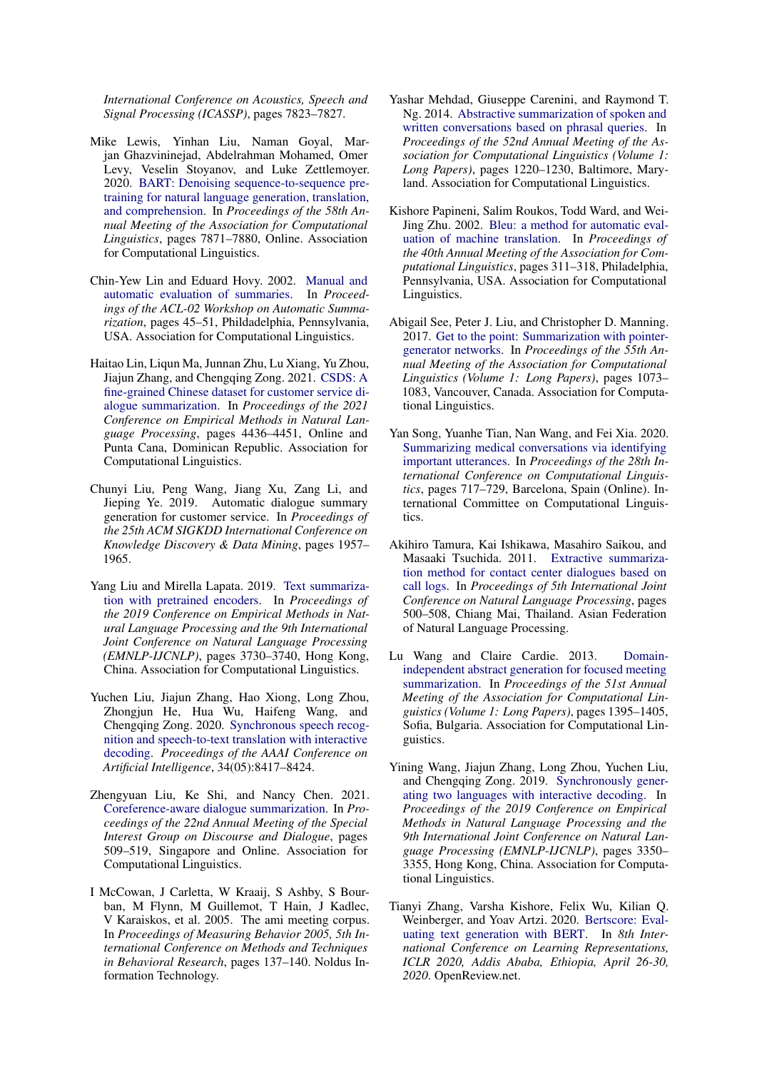*International Conference on Acoustics, Speech and Signal Processing (ICASSP)*, pages 7823–7827.

Mike Lewis, Yinhan Liu, Naman Goyal, Marjan Ghazvininejad, Abdelrahman Mohamed, Omer Levy, Veselin Stoyanov, and Luke Zettlemoyer. 2020. BART: Denoising sequence-to-sequence pretraining for natural language generation, translation, and comprehension. In *Proceedings of the 58th Annual Meeting of the Association for Computational Linguistics*, pages 7871–7880, Online. Association for Computational Linguistics.

Chin-Yew Lin and Eduard Hovy. 2002. Manual and automatic evaluation of summaries. In *Proceedings of the ACL-02 Workshop on Automatic Summarization*, pages 45–51, Phildadelphia, Pennsylvania, USA. Association for Computational Linguistics.

Haitao Lin, Liqun Ma, Junnan Zhu, Lu Xiang, Yu Zhou, Jiajun Zhang, and Chengqing Zong. 2021. CSDS: A fine-grained Chinese dataset for customer service dialogue summarization. In *Proceedings of the 2021 Conference on Empirical Methods in Natural Language Processing*, pages 4436–4451, Online and Punta Cana, Dominican Republic. Association for Computational Linguistics.

Chunyi Liu, Peng Wang, Jiang Xu, Zang Li, and Jieping Ye. 2019. Automatic dialogue summary generation for customer service. In *Proceedings of the 25th ACM SIGKDD International Conference on Knowledge Discovery & Data Mining*, pages 1957–1965.

Yang Liu and Mirella Lapata. 2019. Text summarization with pretrained encoders. In *Proceedings of the 2019 Conference on Empirical Methods in Natural Language Processing and the 9th International Joint Conference on Natural Language Processing (EMNLP-IJCNLP)*, pages 3730–3740, Hong Kong, China. Association for Computational Linguistics.

Yuchen Liu, Jiajun Zhang, Hao Xiong, Long Zhou, Zhongjun He, Hua Wu, Haifeng Wang, and Chengqing Zong. 2020. Synchronous speech recognition and speech-to-text translation with interactive decoding. *Proceedings of the AAAI Conference on Artificial Intelligence*, 34(05):8417–8424.

Zhengyuan Liu, Ke Shi, and Nancy Chen. 2021. Coreference-aware dialogue summarization. In *Proceedings of the 22nd Annual Meeting of the Special Interest Group on Discourse and Dialogue*, pages 509–519, Singapore and Online. Association for Computational Linguistics.

I McCowan, J Carletta, W Kraaij, S Ashby, S Bourban, M Flynn, M Guillemot, T Hain, J Kadlec, V Karaiskos, et al. 2005. The ami meeting corpus. In *Proceedings of Measuring Behavior 2005, 5th International Conference on Methods and Techniques in Behavioral Research*, pages 137–140. Noldus Information Technology.

Yashar Mehdad, Giuseppe Carenini, and Raymond T. Ng. 2014. Abstractive summarization of spoken and written conversations based on phrasal queries. In *Proceedings of the 52nd Annual Meeting of the Association for Computational Linguistics (Volume 1: Long Papers)*, pages 1220–1230, Baltimore, Maryland. Association for Computational Linguistics.

Kishore Papineni, Salim Roukos, Todd Ward, and Wei-Jing Zhu. 2002. Bleu: a method for automatic evaluation of machine translation. In *Proceedings of the 40th Annual Meeting of the Association for Computational Linguistics*, pages 311–318, Philadelphia, Pennsylvania, USA. Association for Computational Linguistics.

Abigail See, Peter J. Liu, and Christopher D. Manning. 2017. Get to the point: Summarization with pointer-generator networks. In *Proceedings of the 55th Annual Meeting of the Association for Computational Linguistics (Volume 1: Long Papers)*, pages 1073–1083, Vancouver, Canada. Association for Computational Linguistics.

Yan Song, Yuanhe Tian, Nan Wang, and Fei Xia. 2020. Summarizing medical conversations via identifying important utterances. In *Proceedings of the 28th International Conference on Computational Linguistics*, pages 717–729, Barcelona, Spain (Online). International Committee on Computational Linguistics.

Akihiro Tamura, Kai Ishikawa, Masahiro Saikou, and Masaaki Tsuchida. 2011. Extractive summarization method for contact center dialogues based on call logs. In *Proceedings of 5th International Joint Conference on Natural Language Processing*, pages 500–508, Chiang Mai, Thailand. Asian Federation of Natural Language Processing.

Lu Wang and Claire Cardie. 2013. Domain-independent abstract generation for focused meeting summarization. In *Proceedings of the 51st Annual Meeting of the Association for Computational Linguistics (Volume 1: Long Papers)*, pages 1395–1405, Sofia, Bulgaria. Association for Computational Linguistics.

Yining Wang, Jiajun Zhang, Long Zhou, Yuchen Liu, and Chengqing Zong. 2019. Synchronously generating two languages with interactive decoding. In *Proceedings of the 2019 Conference on Empirical Methods in Natural Language Processing and the 9th International Joint Conference on Natural Language Processing (EMNLP-IJCNLP)*, pages 3350–3355, Hong Kong, China. Association for Computational Linguistics.

Tianyi Zhang, Varsha Kishore, Felix Wu, Kilian Q. Weinberger, and Yoav Artzi. 2020. Bertscore: Evaluating text generation with BERT. In *8th International Conference on Learning Representations, ICLR 2020, Addis Ababa, Ethiopia, April 26-30, 2020*. OpenReview.net.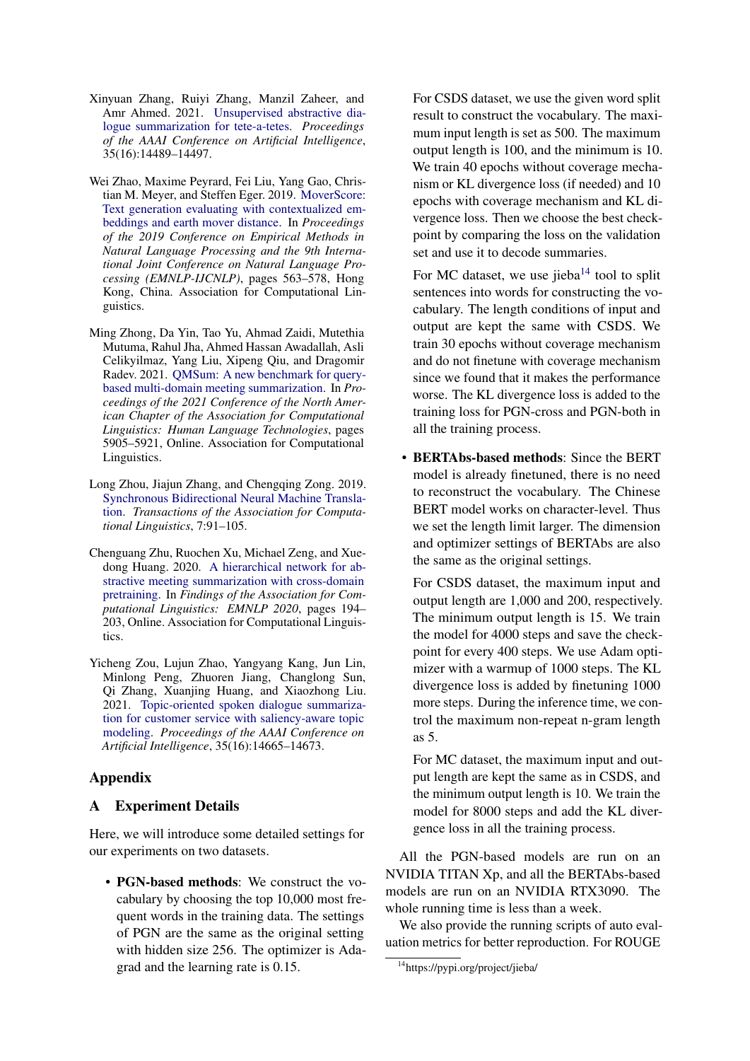Xinyuan Zhang, Ruiyi Zhang, Manzil Zaheer, and Amr Ahmed. 2021. Unsupervised abstractive dialogue summarization for tete-a-tetes. *Proceedings of the AAAI Conference on Artificial Intelligence*, 35(16):14489–14497.

Wei Zhao, Maxime Peyrard, Fei Liu, Yang Gao, Christian M. Meyer, and Steffen Eger. 2019. MoverScore: Text generation evaluating with contextualized embeddings and earth mover distance. In *Proceedings of the 2019 Conference on Empirical Methods in Natural Language Processing and the 9th International Joint Conference on Natural Language Processing (EMNLP-IJCNLP)*, pages 563–578, Hong Kong, China. Association for Computational Linguistics.

Ming Zhong, Da Yin, Tao Yu, Ahmad Zaidi, Mutethia Mutuma, Rahul Jha, Ahmed Hassan Awadallah, Asli Celikyilmaz, Yang Liu, Xipeng Qiu, and Dragomir Radev. 2021. QMSum: A new benchmark for query-based multi-domain meeting summarization. In *Proceedings of the 2021 Conference of the North American Chapter of the Association for Computational Linguistics: Human Language Technologies*, pages 5905–5921, Online. Association for Computational Linguistics.

Long Zhou, Jiajun Zhang, and Chengqing Zong. 2019. Synchronous Bidirectional Neural Machine Translation. *Transactions of the Association for Computational Linguistics*, 7:91–105.

Chenguang Zhu, Ruochen Xu, Michael Zeng, and Xuedong Huang. 2020. A hierarchical network for abstractive meeting summarization with cross-domain pretraining. In *Findings of the Association for Computational Linguistics: EMNLP 2020*, pages 194–203, Online. Association for Computational Linguistics.

Yicheng Zou, Lujun Zhao, Yangyang Kang, Jun Lin, Minlong Peng, Zhuoren Jiang, Changlong Sun, Qi Zhang, Xuanjing Huang, and Xiaozhong Liu. 2021. Topic-oriented spoken dialogue summarization for customer service with saliency-aware topic modeling. *Proceedings of the AAAI Conference on Artificial Intelligence*, 35(16):14665–14673.

# Appendix

## A Experiment Details

Here, we will introduce some detailed settings for our experiments on two datasets.

- **PGN-based methods**: We construct the vocabulary by choosing the top 10,000 most frequent words in the training data. The settings of PGN are the same as the original setting with hidden size 256. The optimizer is Adagrad and the learning rate is 0.15.

  For CSDS dataset, we use the given word split result to construct the vocabulary. The maximum input length is set as 500. The maximum output length is 100, and the minimum is 10. We train 40 epochs without coverage mechanism or KL divergence loss (if needed) and 10 epochs with coverage mechanism and KL divergence loss. Then we choose the best checkpoint by comparing the loss on the validation set and use it to decode summaries.

  For MC dataset, we use jieba[14] tool to split sentences into words for constructing the vocabulary. The length conditions of input and output are kept the same with CSDS. We train 30 epochs without coverage mechanism and do not finetune with coverage mechanism since we found that it makes the performance worse. The KL divergence loss is added to the training loss for PGN-cross and PGN-both in all the training process.

- **BERTAbs-based methods**: Since the BERT model is already finetuned, there is no need to reconstruct the vocabulary. The Chinese BERT model works on character-level. Thus we set the length limit larger. The dimension and optimizer settings of BERTAbs are also the same as the original settings.

  For CSDS dataset, the maximum input and output length are 1,000 and 200, respectively. The minimum output length is 15. We train the model for 4000 steps and save the checkpoint for every 400 steps. We use Adam optimizer with a warmup of 1000 steps. The KL divergence loss is added by finetuning 1000 more steps. During the inference time, we control the maximum non-repeat n-gram length as 5.

  For MC dataset, the maximum input and output length are kept the same as in CSDS, and the minimum output length is 10. We train the model for 8000 steps and add the KL divergence loss in all the training process.

All the PGN-based models are run on an NVIDIA TITAN Xp, and all the BERTAbs-based models are run on an NVIDIA RTX3090. The whole running time is less than a week.

We also provide the running scripts of auto evaluation metrics for better reproduction. For ROUGE

[14] https://pypi.org/project/jieba/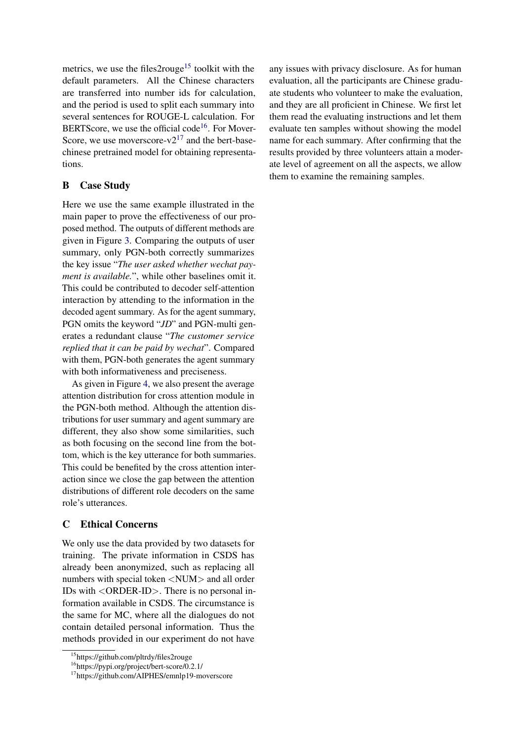metrics, we use the files2rouge[15] toolkit with the default parameters. All the Chinese characters are transferred into number ids for calculation, and the period is used to split each summary into several sentences for ROUGE-L calculation. For BERTScore, we use the official code[16]. For MoverScore, we use moverscore-v2[17] and the bert-base-chinese pretrained model for obtaining representations.

## B Case Study

Here we use the same example illustrated in the main paper to prove the effectiveness of our proposed method. The outputs of different methods are given in Figure 3. Comparing the outputs of user summary, only PGN-both correctly summarizes the key issue "*The user asked whether wechat payment is available.*", while other baselines omit it. This could be contributed to decoder self-attention interaction by attending to the information in the decoded agent summary. As for the agent summary, PGN omits the keyword "*JD*" and PGN-multi generates a redundant clause "*The customer service replied that it can be paid by wechat*". Compared with them, PGN-both generates the agent summary with both informativeness and preciseness.

As given in Figure 4, we also present the average attention distribution for cross attention module in the PGN-both method. Although the attention distributions for user summary and agent summary are different, they also show some similarities, such as both focusing on the second line from the bottom, which is the key utterance for both summaries. This could be benefited by the cross attention interaction since we close the gap between the attention distributions of different role decoders on the same role's utterances.

## C Ethical Concerns

We only use the data provided by two datasets for training. The private information in CSDS has already been anonymized, such as replacing all numbers with special token <NUM> and all order IDs with <ORDER-ID>. There is no personal information available in CSDS. The circumstance is the same for MC, where all the dialogues do not contain detailed personal information. Thus the methods provided in our experiment do not have any issues with privacy disclosure. As for human evaluation, all the participants are Chinese graduate students who volunteer to make the evaluation, and they are all proficient in Chinese. We first let them read the evaluating instructions and let them evaluate ten samples without showing the model name for each summary. After confirming that the results provided by three volunteers attain a moderate level of agreement on all the aspects, we allow them to examine the remaining samples.

[15] https://github.com/pltrdy/files2rouge

[16] https://pypi.org/project/bert-score/0.2.1/

[17] https://github.com/AIPHES/emnlp19-moverscore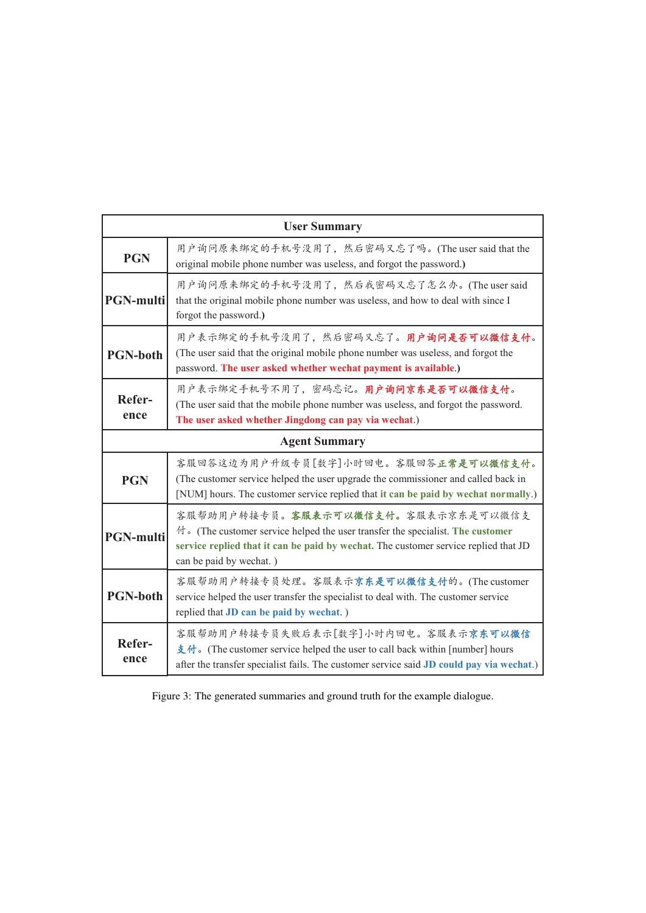| User Summary | |
|---|---|
| **PGN** | 用户询问原来绑定的手机号没用了，然后密码又忘了吗。(The user said that the original mobile phone number was useless, and forgot the password.**)** |
| **PGN-multi** | 用户询问原来绑定的手机号没用了，然后我密码又忘了怎么办。(The user said that the original mobile phone number was useless, and how to deal with since I forgot the password.**)** |
| **PGN-both** | 用户表示绑定的手机号没用了，然后密码又忘了。**用户询问是否可以微信支付**。(The user said that the original mobile phone number was useless, and forgot the password. **The user asked whether wechat payment is available.**) |
| **Refer-ence** | 用户表示绑定手机号不用了，密码忘记。**用户询问京东是否可以微信支付**。(The user said that the mobile phone number was useless, and forgot the password. **The user asked whether Jingdong can pay via wechat**.) |
| **Agent Summary** | |
| **PGN** | 客服回答这边为用户升级专员[数字]小时回电。客服回答**正常是可以微信支付**。(The customer service helped the user upgrade the commissioner and called back in [NUM] hours. The customer service replied that **it can be paid by wechat normally**.) |
| **PGN-multi** | 客服帮助用户转接专员。**客服表示可以微信支付。**客服表示京东是可以微信支付。(The customer service helped the user transfer the specialist. **The customer service replied that it can be paid by wechat.** The customer service replied that JD can be paid by wechat. ) |
| **PGN-both** | 客服帮助用户转接专员处理。客服表示**京东是可以微信支付**的。(The customer service helped the user transfer the specialist to deal with. The customer service replied that **JD can be paid by wechat**. ) |
| **Refer-ence** | 客服帮助用户转接专员失败后表示[数字]小时内回电。客服表示**京东可以微信支付**。(The customer service helped the user to call back within [number] hours after the transfer specialist fails. The customer service said **JD could pay via wechat**.) |

Figure 3: The generated summaries and ground truth for the example dialogue.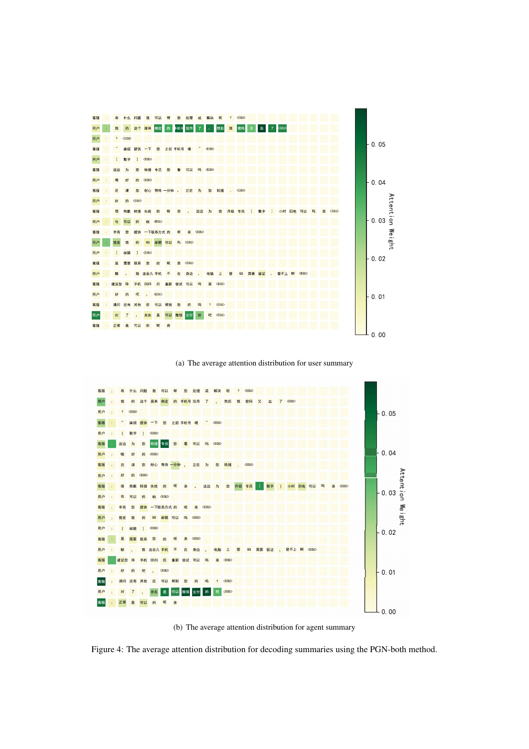(a) The average attention distribution for user summary

(b) The average attention distribution for agent summary

Figure 4: The average attention distribution for decoding summaries using the PGN-both method.